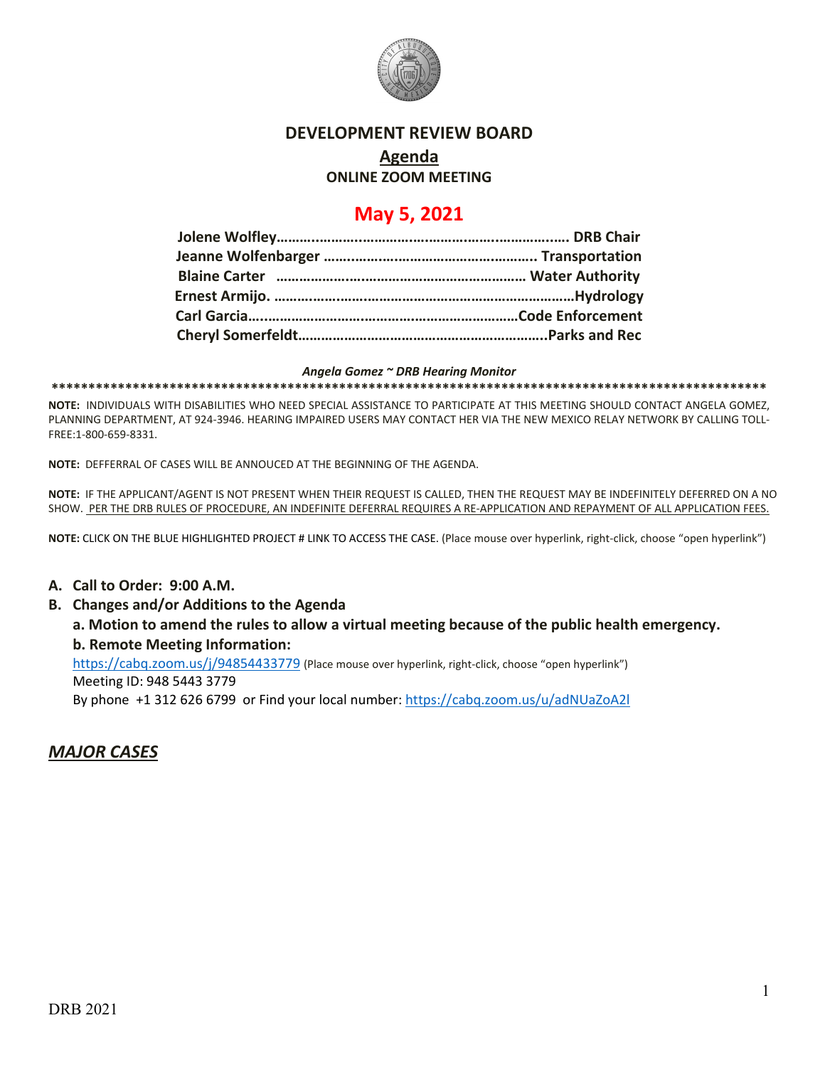# DEVELOPMENT REVIEW BOARD

## Agenda

**ONLINE ZOOM MEETING**

## May 5, 2021

**Jolene Wolfley……………………………………………………………… DRB Chair**
**Jeanne Wolfenbarger ………………………………………………… Transportation**
**Blaine Carter …………………………………………………………… Water Authority**
**Ernest Armijo. ……………………………………………………………………Hydrology**
**Carl Garcia………………………………………………………………Code Enforcement**
**Cheryl Somerfeldt…………………………………………………………..Parks and Rec**

***Angela Gomez ~ DRB Hearing Monitor***

****************************************************************************************************

**NOTE:** INDIVIDUALS WITH DISABILITIES WHO NEED SPECIAL ASSISTANCE TO PARTICIPATE AT THIS MEETING SHOULD CONTACT ANGELA GOMEZ, PLANNING DEPARTMENT, AT 924-3946. HEARING IMPAIRED USERS MAY CONTACT HER VIA THE NEW MEXICO RELAY NETWORK BY CALLING TOLL-FREE:1-800-659-8331.

**NOTE:** DEFFERRAL OF CASES WILL BE ANNOUCED AT THE BEGINNING OF THE AGENDA.

**NOTE:** IF THE APPLICANT/AGENT IS NOT PRESENT WHEN THEIR REQUEST IS CALLED, THEN THE REQUEST MAY BE INDEFINITELY DEFERRED ON A NO SHOW. PER THE DRB RULES OF PROCEDURE, AN INDEFINITE DEFERRAL REQUIRES A RE-APPLICATION AND REPAYMENT OF ALL APPLICATION FEES.

**NOTE:** CLICK ON THE BLUE HIGHLIGHTED PROJECT # LINK TO ACCESS THE CASE. (Place mouse over hyperlink, right-click, choose "open hyperlink")

**A. Call to Order: 9:00 A.M.**

**B. Changes and/or Additions to the Agenda**

**a. Motion to amend the rules to allow a virtual meeting because of the public health emergency.**

**b. Remote Meeting Information:**

https://cabq.zoom.us/j/94854433779 (Place mouse over hyperlink, right-click, choose "open hyperlink")
Meeting ID: 948 5443 3779
By phone +1 312 626 6799 or Find your local number: https://cabq.zoom.us/u/adNUaZoA2l

## ***MAJOR CASES***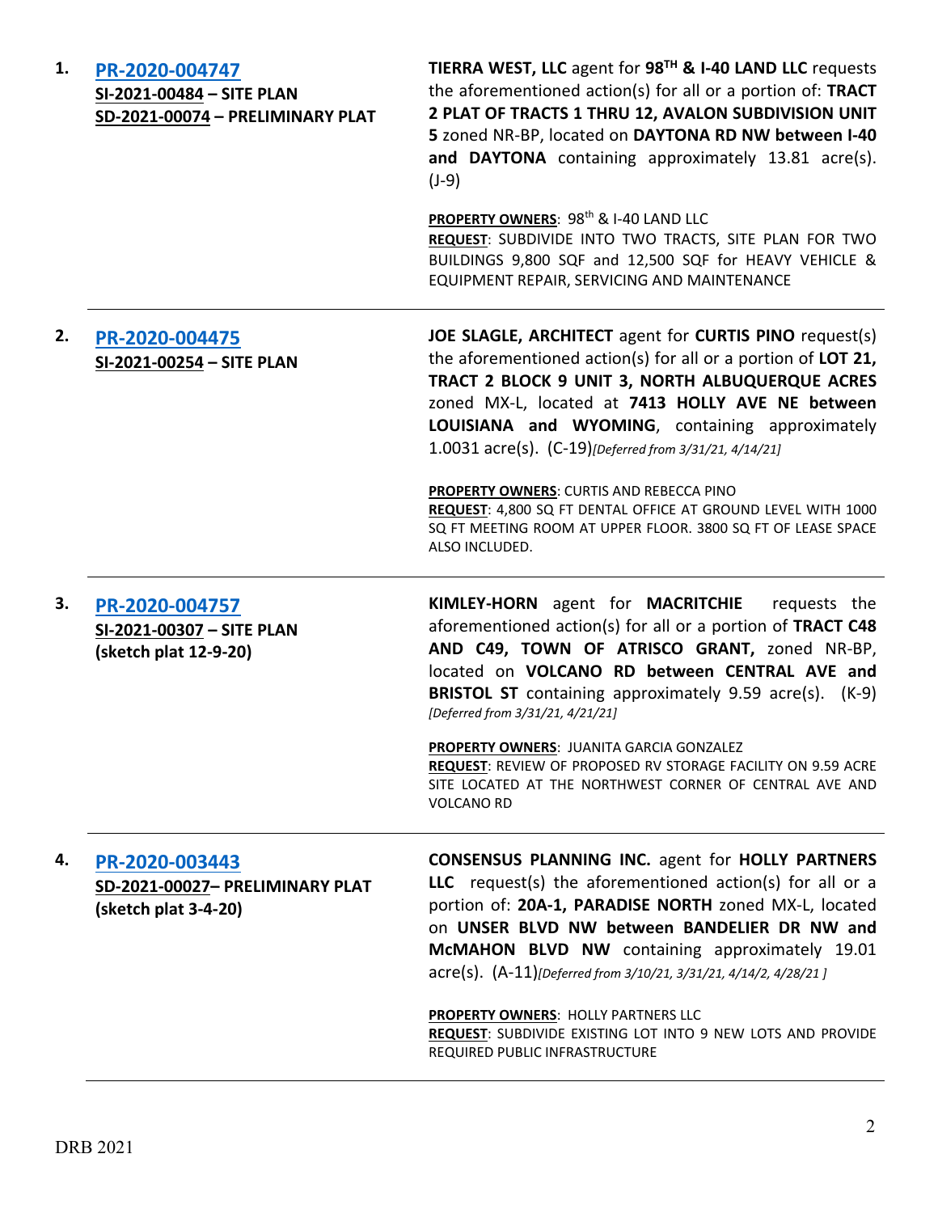1. **PR-2020-004747**
   **SI-2021-00484 – SITE PLAN**
   **SD-2021-00074 – PRELIMINARY PLAT**

   **TIERRA WEST, LLC** agent for **98TH & I-40 LAND LLC** requests the aforementioned action(s) for all or a portion of: **TRACT 2 PLAT OF TRACTS 1 THRU 12, AVALON SUBDIVISION UNIT 5** zoned NR-BP, located on **DAYTONA RD NW between I-40 and DAYTONA** containing approximately 13.81 acre(s). (J-9)

   **PROPERTY OWNERS**: 98th & I-40 LAND LLC
   **REQUEST**: SUBDIVIDE INTO TWO TRACTS, SITE PLAN FOR TWO BUILDINGS 9,800 SQF and 12,500 SQF for HEAVY VEHICLE & EQUIPMENT REPAIR, SERVICING AND MAINTENANCE

---

2. **PR-2020-004475**
   **SI-2021-00254 – SITE PLAN**

   **JOE SLAGLE, ARCHITECT** agent for **CURTIS PINO** request(s) the aforementioned action(s) for all or a portion of **LOT 21, TRACT 2 BLOCK 9 UNIT 3, NORTH ALBUQUERQUE ACRES** zoned MX-L, located at **7413 HOLLY AVE NE between LOUISIANA and WYOMING**, containing approximately 1.0031 acre(s). (C-19)*[Deferred from 3/31/21, 4/14/21]*

   **PROPERTY OWNERS**: CURTIS AND REBECCA PINO
   **REQUEST**: 4,800 SQ FT DENTAL OFFICE AT GROUND LEVEL WITH 1000 SQ FT MEETING ROOM AT UPPER FLOOR. 3800 SQ FT OF LEASE SPACE ALSO INCLUDED.

---

3. **PR-2020-004757**
   **SI-2021-00307 – SITE PLAN**
   **(sketch plat 12-9-20)**

   **KIMLEY-HORN** agent for **MACRITCHIE** requests the aforementioned action(s) for all or a portion of **TRACT C48 AND C49, TOWN OF ATRISCO GRANT,** zoned NR-BP, located on **VOLCANO RD between CENTRAL AVE and BRISTOL ST** containing approximately 9.59 acre(s). (K-9) *[Deferred from 3/31/21, 4/21/21]*

   **PROPERTY OWNERS**: JUANITA GARCIA GONZALEZ
   **REQUEST**: REVIEW OF PROPOSED RV STORAGE FACILITY ON 9.59 ACRE SITE LOCATED AT THE NORTHWEST CORNER OF CENTRAL AVE AND VOLCANO RD

---

4. **PR-2020-003443**
   **SD-2021-00027– PRELIMINARY PLAT**
   **(sketch plat 3-4-20)**

   **CONSENSUS PLANNING INC.** agent for **HOLLY PARTNERS LLC** request(s) the aforementioned action(s) for all or a portion of: **20A-1, PARADISE NORTH** zoned MX-L, located on **UNSER BLVD NW between BANDELIER DR NW and McMAHON BLVD NW** containing approximately 19.01 acre(s). (A-11)*[Deferred from 3/10/21, 3/31/21, 4/14/2, 4/28/21 ]*

   **PROPERTY OWNERS**: HOLLY PARTNERS LLC
   **REQUEST**: SUBDIVIDE EXISTING LOT INTO 9 NEW LOTS AND PROVIDE REQUIRED PUBLIC INFRASTRUCTURE

---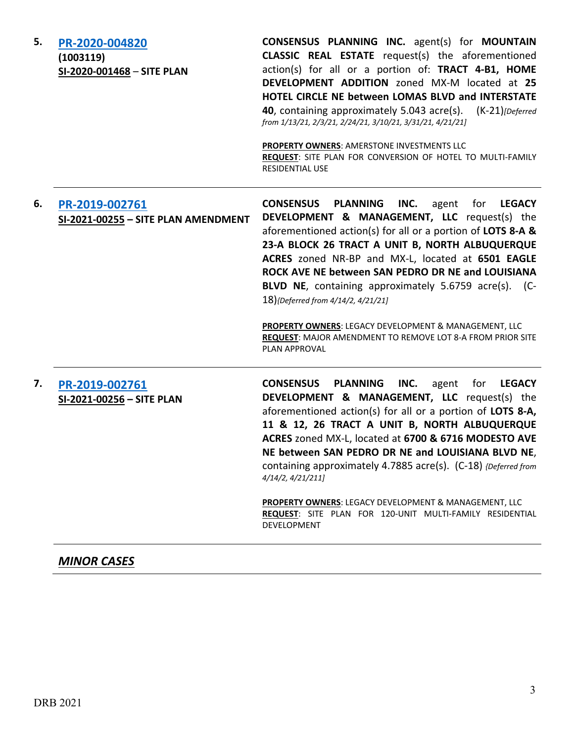5. **PR-2020-004820**
**(1003119)**
**SI-2020-001468 – SITE PLAN**

**CONSENSUS PLANNING INC.** agent(s) for **MOUNTAIN CLASSIC REAL ESTATE** request(s) the aforementioned action(s) for all or a portion of: **TRACT 4-B1, HOME DEVELOPMENT ADDITION** zoned MX-M located at **25 HOTEL CIRCLE NE between LOMAS BLVD and INTERSTATE 40**, containing approximately 5.043 acre(s). (K-21)*[Deferred from 1/13/21, 2/3/21, 2/24/21, 3/10/21, 3/31/21, 4/21/21]*

**PROPERTY OWNERS**: AMERSTONE INVESTMENTS LLC
**REQUEST**: SITE PLAN FOR CONVERSION OF HOTEL TO MULTI-FAMILY RESIDENTIAL USE

---

6. **PR-2019-002761**
**SI-2021-00255 – SITE PLAN AMENDMENT**

**CONSENSUS PLANNING INC.** agent for **LEGACY DEVELOPMENT & MANAGEMENT, LLC** request(s) the aforementioned action(s) for all or a portion of **LOTS 8-A & 23-A BLOCK 26 TRACT A UNIT B, NORTH ALBUQUERQUE ACRES** zoned NR-BP and MX-L, located at **6501 EAGLE ROCK AVE NE between SAN PEDRO DR NE and LOUISIANA BLVD NE**, containing approximately 5.6759 acre(s). (C-18)*{Deferred from 4/14/2, 4/21/21]*

**PROPERTY OWNERS**: LEGACY DEVELOPMENT & MANAGEMENT, LLC
**REQUEST**: MAJOR AMENDMENT TO REMOVE LOT 8-A FROM PRIOR SITE PLAN APPROVAL

---

7. **PR-2019-002761**
**SI-2021-00256 – SITE PLAN**

**CONSENSUS PLANNING INC.** agent for **LEGACY DEVELOPMENT & MANAGEMENT, LLC** request(s) the aforementioned action(s) for all or a portion of **LOTS 8-A, 11 & 12, 26 TRACT A UNIT B, NORTH ALBUQUERQUE ACRES** zoned MX-L, located at **6700 & 6716 MODESTO AVE NE between SAN PEDRO DR NE and LOUISIANA BLVD NE**, containing approximately 4.7885 acre(s). (C-18) *{Deferred from 4/14/2, 4/21/211]*

**PROPERTY OWNERS**: LEGACY DEVELOPMENT & MANAGEMENT, LLC
**REQUEST**: SITE PLAN FOR 120-UNIT MULTI-FAMILY RESIDENTIAL DEVELOPMENT

---

## *MINOR CASES*

---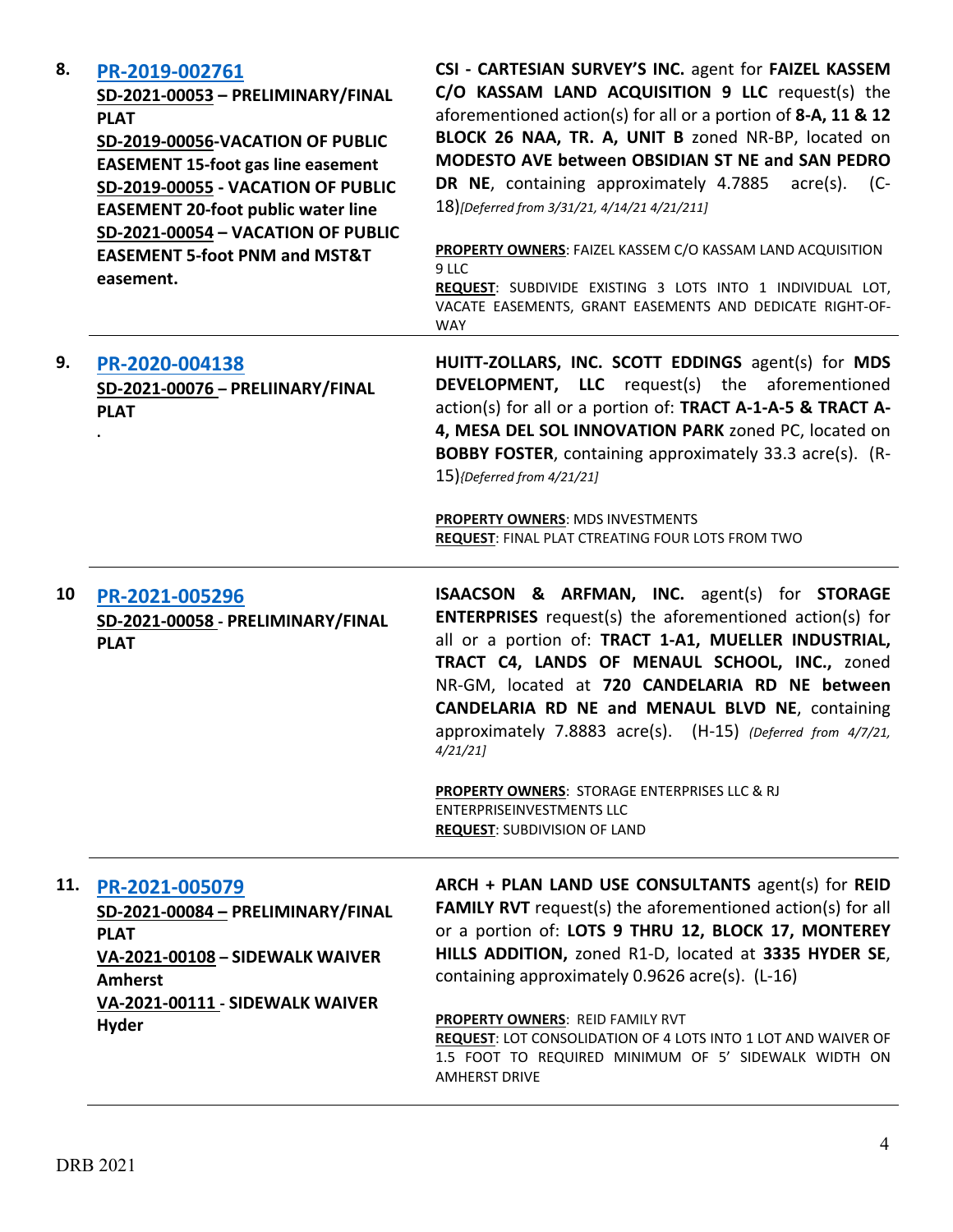| | | |
|---|---|---|
| **8.** | **PR-2019-002761**<br>**SD-2021-00053 – PRELIMINARY/FINAL PLAT**<br>**SD-2019-00056-VACATION OF PUBLIC EASEMENT 15-foot gas line easement**<br>**SD-2019-00055 - VACATION OF PUBLIC EASEMENT 20-foot public water line**<br>**SD-2021-00054 – VACATION OF PUBLIC EASEMENT 5-foot PNM and MST&T easement.** | **CSI - CARTESIAN SURVEY'S INC.** agent for **FAIZEL KASSEM C/O KASSAM LAND ACQUISITION 9 LLC** request(s) the aforementioned action(s) for all or a portion of **8-A, 11 & 12 BLOCK 26 NAA, TR. A, UNIT B** zoned NR-BP, located on **MODESTO AVE between OBSIDIAN ST NE and SAN PEDRO DR NE**, containing approximately 4.7885 acre(s). (C-18)*[Deferred from 3/31/21, 4/14/21 4/21/211]*<br><br>**PROPERTY OWNERS**: FAIZEL KASSEM C/O KASSAM LAND ACQUISITION 9 LLC<br>**REQUEST**: SUBDIVIDE EXISTING 3 LOTS INTO 1 INDIVIDUAL LOT, VACATE EASEMENTS, GRANT EASEMENTS AND DEDICATE RIGHT-OF-WAY |
| **9.** | **PR-2020-004138**<br>**SD-2021-00076 – PRELIINARY/FINAL PLAT**<br>. | **HUITT-ZOLLARS, INC. SCOTT EDDINGS** agent(s) for **MDS DEVELOPMENT, LLC** request(s) the aforementioned action(s) for all or a portion of: **TRACT A-1-A-5 & TRACT A-4, MESA DEL SOL INNOVATION PARK** zoned PC, located on **BOBBY FOSTER**, containing approximately 33.3 acre(s). (R-15)*{Deferred from 4/21/21]*<br><br>**PROPERTY OWNERS**: MDS INVESTMENTS<br>**REQUEST**: FINAL PLAT CTREATING FOUR LOTS FROM TWO |
| **10** | **PR-2021-005296**<br>**SD-2021-00058 - PRELIMINARY/FINAL PLAT** | **ISAACSON & ARFMAN, INC.** agent(s) for **STORAGE ENTERPRISES** request(s) the aforementioned action(s) for all or a portion of: **TRACT 1-A1, MUELLER INDUSTRIAL, TRACT C4, LANDS OF MENAUL SCHOOL, INC.,** zoned NR-GM, located at **720 CANDELARIA RD NE between CANDELARIA RD NE and MENAUL BLVD NE**, containing approximately 7.8883 acre(s). (H-15) *(Deferred from 4/7/21, 4/21/21]*<br><br>**PROPERTY OWNERS**: STORAGE ENTERPRISES LLC & RJ ENTERPRISEINVESTMENTS LLC<br>**REQUEST**: SUBDIVISION OF LAND |
| **11.** | **PR-2021-005079**<br>**SD-2021-00084 – PRELIMINARY/FINAL PLAT**<br>**VA-2021-00108 – SIDEWALK WAIVER Amherst**<br>**VA-2021-00111 - SIDEWALK WAIVER Hyder** | **ARCH + PLAN LAND USE CONSULTANTS** agent(s) for **REID FAMILY RVT** request(s) the aforementioned action(s) for all or a portion of: **LOTS 9 THRU 12, BLOCK 17, MONTEREY HILLS ADDITION,** zoned R1-D, located at **3335 HYDER SE**, containing approximately 0.9626 acre(s). (L-16)<br><br>**PROPERTY OWNERS**: REID FAMILY RVT<br>**REQUEST**: LOT CONSOLIDATION OF 4 LOTS INTO 1 LOT AND WAIVER OF 1.5 FOOT TO REQUIRED MINIMUM OF 5' SIDEWALK WIDTH ON AMHERST DRIVE |

DRB 2021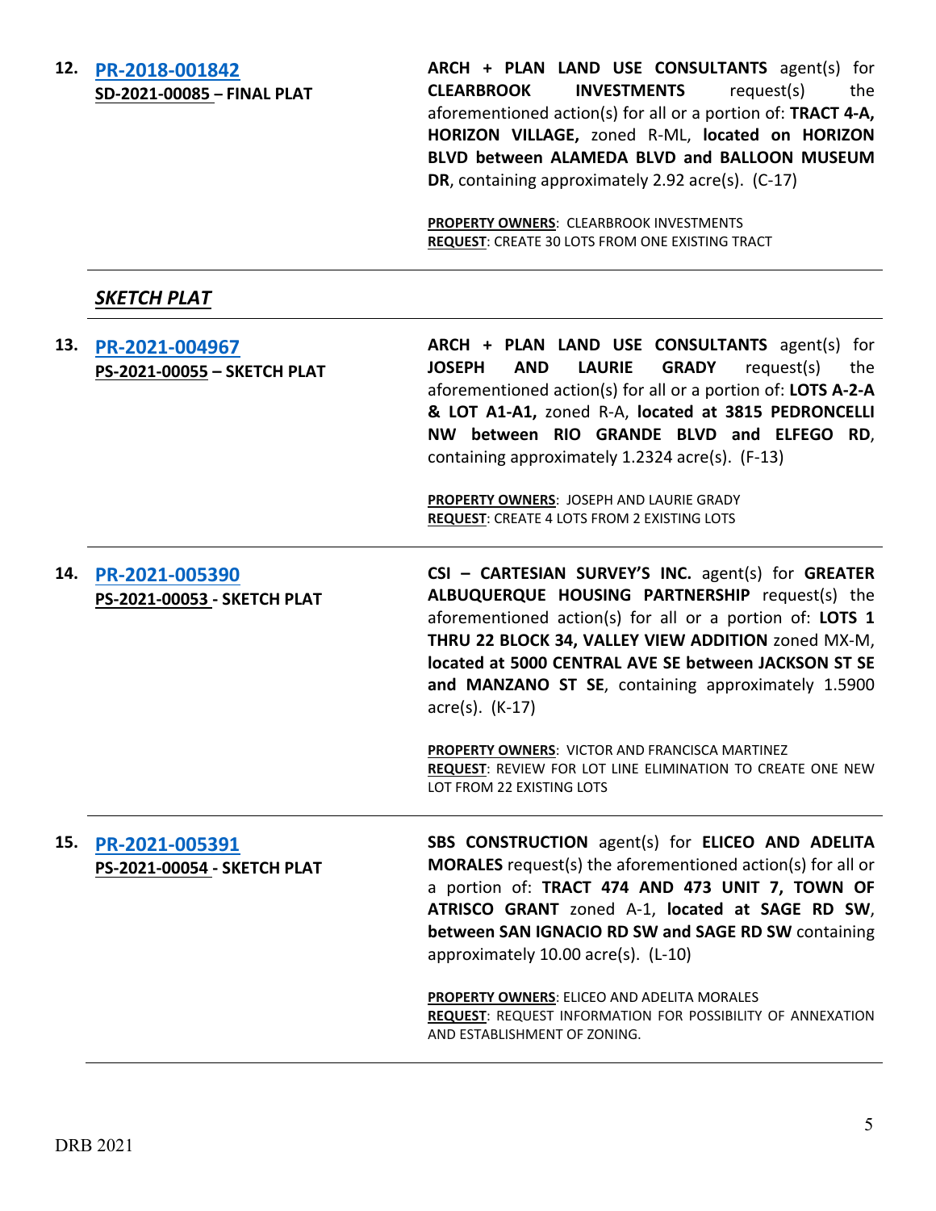**12. PR-2018-001842**
**SD-2021-00085 – FINAL PLAT**

**ARCH + PLAN LAND USE CONSULTANTS** agent(s) for **CLEARBROOK INVESTMENTS** request(s) the aforementioned action(s) for all or a portion of: **TRACT 4-A, HORIZON VILLAGE,** zoned R-ML, **located on HORIZON BLVD between ALAMEDA BLVD and BALLOON MUSEUM DR**, containing approximately 2.92 acre(s). (C-17)

**PROPERTY OWNERS**: CLEARBROOK INVESTMENTS
**REQUEST**: CREATE 30 LOTS FROM ONE EXISTING TRACT

---

## *SKETCH PLAT*

---

**13. PR-2021-004967**
**PS-2021-00055 – SKETCH PLAT**

**ARCH + PLAN LAND USE CONSULTANTS** agent(s) for **JOSEPH AND LAURIE GRADY** request(s) the aforementioned action(s) for all or a portion of: **LOTS A-2-A & LOT A1-A1,** zoned R-A, **located at 3815 PEDRONCELLI NW between RIO GRANDE BLVD and ELFEGO RD**, containing approximately 1.2324 acre(s). (F-13)

**PROPERTY OWNERS**: JOSEPH AND LAURIE GRADY
**REQUEST**: CREATE 4 LOTS FROM 2 EXISTING LOTS

---

**14. PR-2021-005390**
**PS-2021-00053 - SKETCH PLAT**

**CSI – CARTESIAN SURVEY'S INC.** agent(s) for **GREATER ALBUQUERQUE HOUSING PARTNERSHIP** request(s) the aforementioned action(s) for all or a portion of: **LOTS 1 THRU 22 BLOCK 34, VALLEY VIEW ADDITION** zoned MX-M, **located at 5000 CENTRAL AVE SE between JACKSON ST SE and MANZANO ST SE**, containing approximately 1.5900 acre(s). (K-17)

**PROPERTY OWNERS**: VICTOR AND FRANCISCA MARTINEZ
**REQUEST**: REVIEW FOR LOT LINE ELIMINATION TO CREATE ONE NEW LOT FROM 22 EXISTING LOTS

---

**15. PR-2021-005391**
**PS-2021-00054 - SKETCH PLAT**

**SBS CONSTRUCTION** agent(s) for **ELICEO AND ADELITA MORALES** request(s) the aforementioned action(s) for all or a portion of: **TRACT 474 AND 473 UNIT 7, TOWN OF ATRISCO GRANT** zoned A-1, **located at SAGE RD SW, between SAN IGNACIO RD SW and SAGE RD SW** containing approximately 10.00 acre(s). (L-10)

**PROPERTY OWNERS**: ELICEO AND ADELITA MORALES
**REQUEST**: REQUEST INFORMATION FOR POSSIBILITY OF ANNEXATION AND ESTABLISHMENT OF ZONING.

---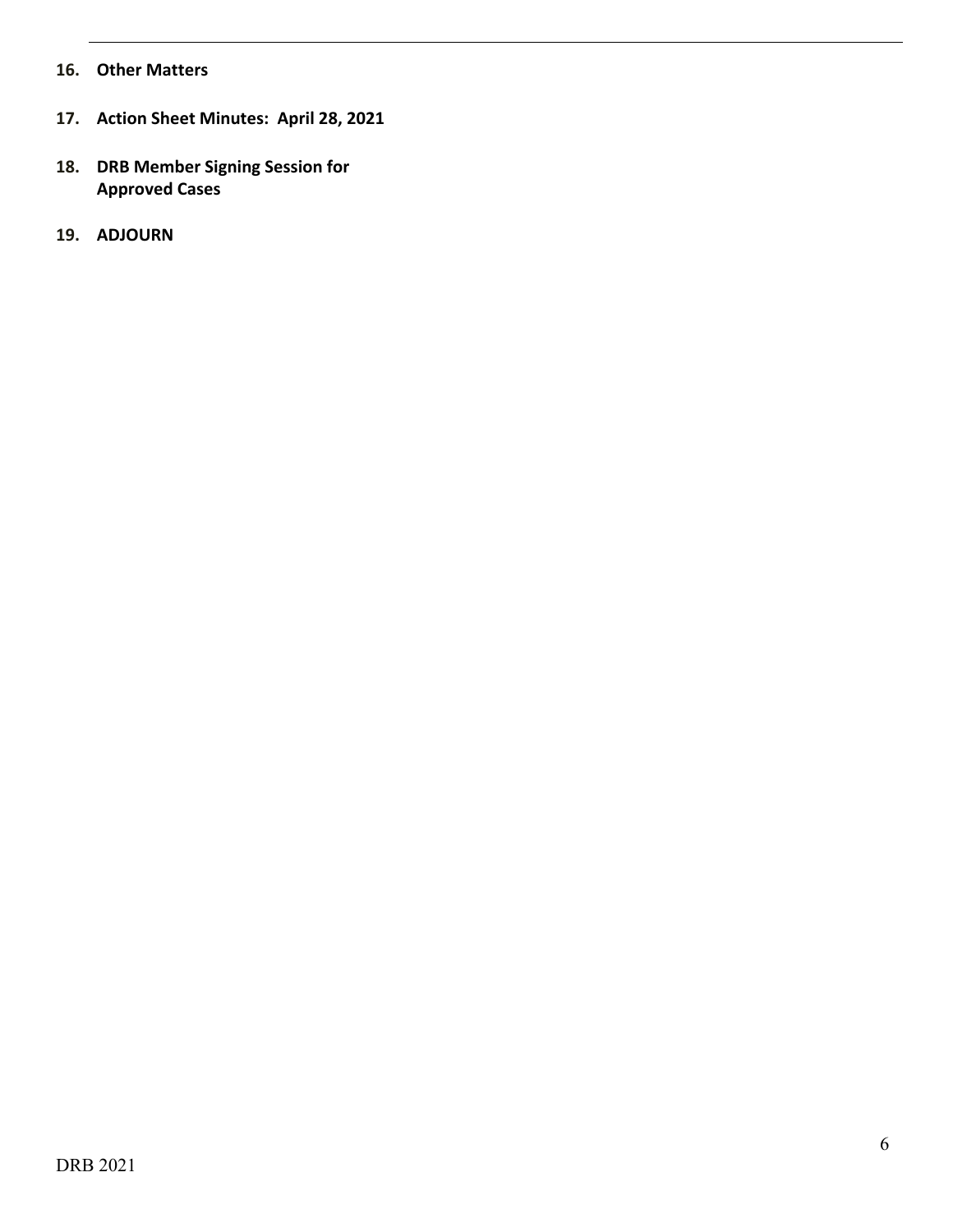**16. Other Matters**

**17. Action Sheet Minutes: April 28, 2021**

**18. DRB Member Signing Session for Approved Cases**

**19. ADJOURN**